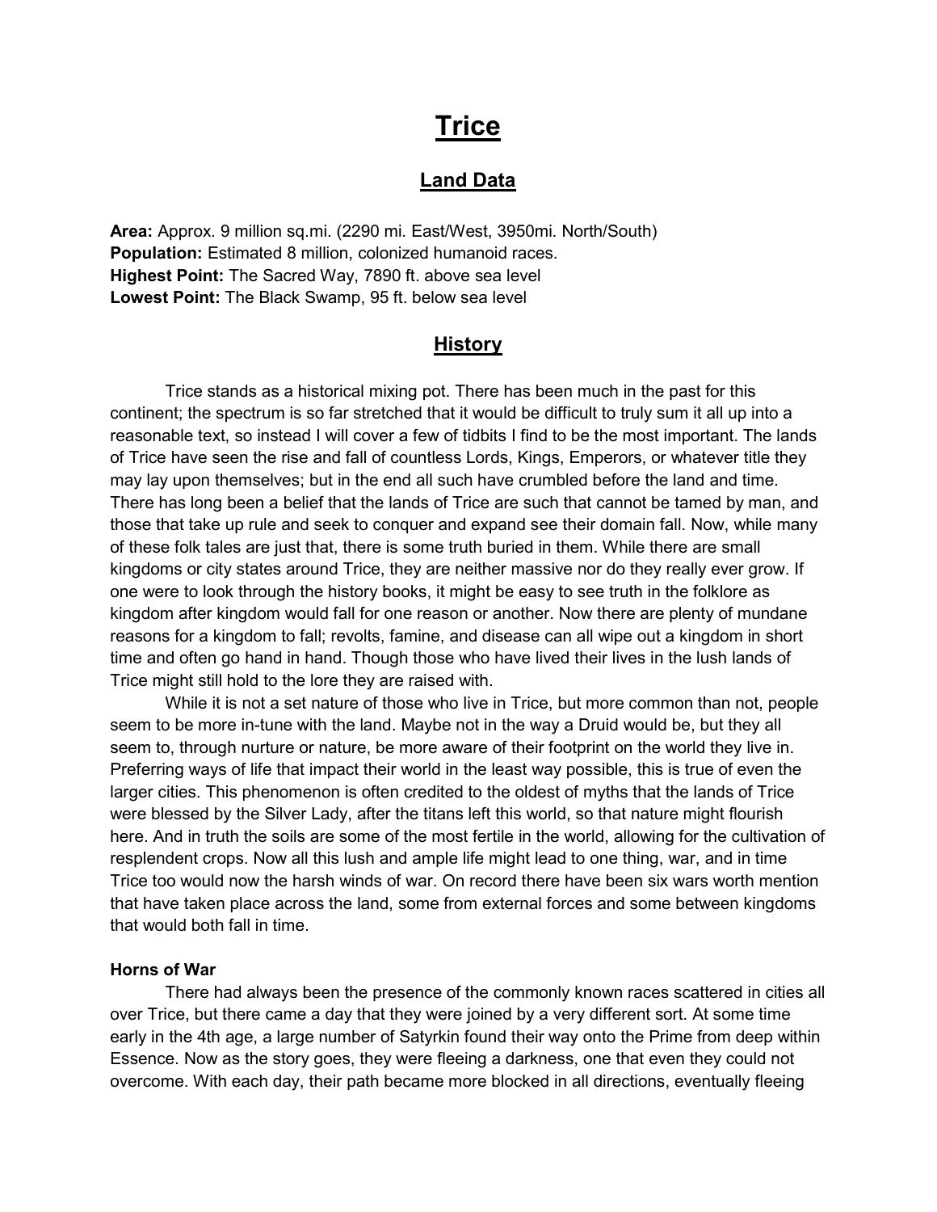# Trice

## Land Data

**Area:** Approx. 9 million sq.mi. (2290 mi. East/West, 3950mi. North/South)
**Population:** Estimated 8 million, colonized humanoid races.
**Highest Point:** The Sacred Way, 7890 ft. above sea level
**Lowest Point:** The Black Swamp, 95 ft. below sea level

## History

Trice stands as a historical mixing pot. There has been much in the past for this continent; the spectrum is so far stretched that it would be difficult to truly sum it all up into a reasonable text, so instead I will cover a few of tidbits I find to be the most important. The lands of Trice have seen the rise and fall of countless Lords, Kings, Emperors, or whatever title they may lay upon themselves; but in the end all such have crumbled before the land and time. There has long been a belief that the lands of Trice are such that cannot be tamed by man, and those that take up rule and seek to conquer and expand see their domain fall. Now, while many of these folk tales are just that, there is some truth buried in them. While there are small kingdoms or city states around Trice, they are neither massive nor do they really ever grow. If one were to look through the history books, it might be easy to see truth in the folklore as kingdom after kingdom would fall for one reason or another. Now there are plenty of mundane reasons for a kingdom to fall; revolts, famine, and disease can all wipe out a kingdom in short time and often go hand in hand. Though those who have lived their lives in the lush lands of Trice might still hold to the lore they are raised with.

While it is not a set nature of those who live in Trice, but more common than not, people seem to be more in-tune with the land. Maybe not in the way a Druid would be, but they all seem to, through nurture or nature, be more aware of their footprint on the world they live in. Preferring ways of life that impact their world in the least way possible, this is true of even the larger cities. This phenomenon is often credited to the oldest of myths that the lands of Trice were blessed by the Silver Lady, after the titans left this world, so that nature might flourish here. And in truth the soils are some of the most fertile in the world, allowing for the cultivation of resplendent crops. Now all this lush and ample life might lead to one thing, war, and in time Trice too would now the harsh winds of war. On record there have been six wars worth mention that have taken place across the land, some from external forces and some between kingdoms that would both fall in time.

### Horns of War

There had always been the presence of the commonly known races scattered in cities all over Trice, but there came a day that they were joined by a very different sort. At some time early in the 4th age, a large number of Satyrkin found their way onto the Prime from deep within Essence. Now as the story goes, they were fleeing a darkness, one that even they could not overcome. With each day, their path became more blocked in all directions, eventually fleeing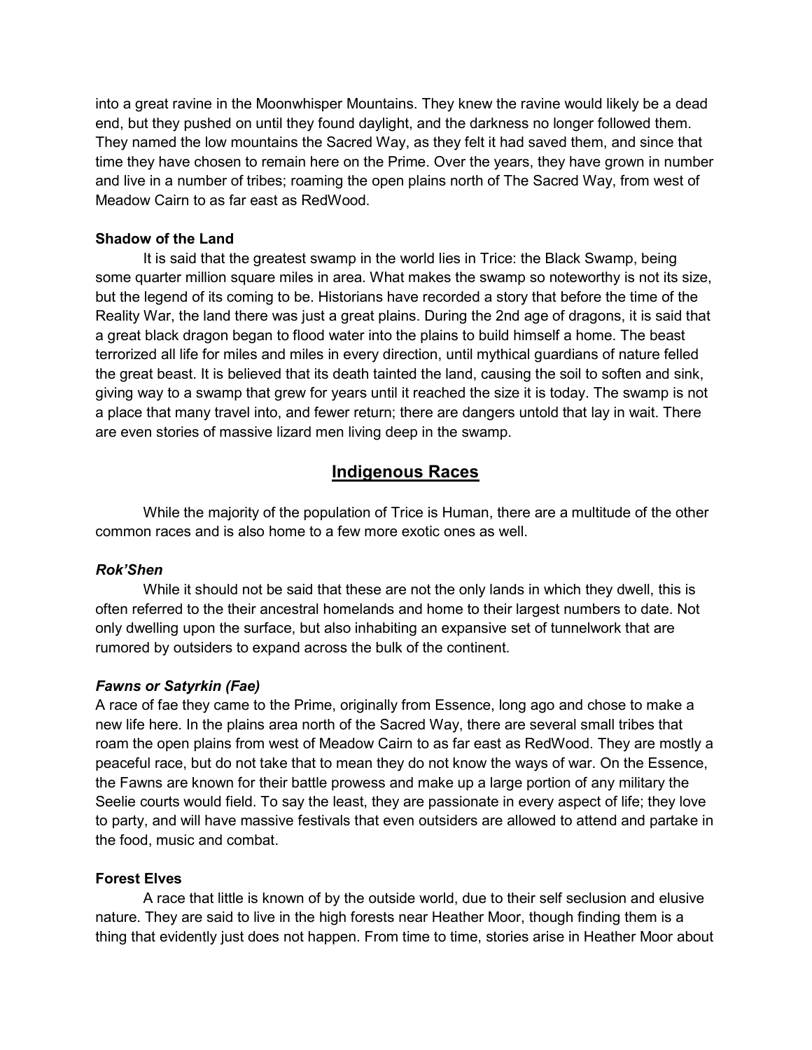into a great ravine in the Moonwhisper Mountains. They knew the ravine would likely be a dead end, but they pushed on until they found daylight, and the darkness no longer followed them. They named the low mountains the Sacred Way, as they felt it had saved them, and since that time they have chosen to remain here on the Prime. Over the years, they have grown in number and live in a number of tribes; roaming the open plains north of The Sacred Way, from west of Meadow Cairn to as far east as RedWood.

**Shadow of the Land**

It is said that the greatest swamp in the world lies in Trice: the Black Swamp, being some quarter million square miles in area. What makes the swamp so noteworthy is not its size, but the legend of its coming to be. Historians have recorded a story that before the time of the Reality War, the land there was just a great plains. During the 2nd age of dragons, it is said that a great black dragon began to flood water into the plains to build himself a home. The beast terrorized all life for miles and miles in every direction, until mythical guardians of nature felled the great beast. It is believed that its death tainted the land, causing the soil to soften and sink, giving way to a swamp that grew for years until it reached the size it is today. The swamp is not a place that many travel into, and fewer return; there are dangers untold that lay in wait. There are even stories of massive lizard men living deep in the swamp.

## Indigenous Races

While the majority of the population of Trice is Human, there are a multitude of the other common races and is also home to a few more exotic ones as well.

***Rok'Shen***

While it should not be said that these are not the only lands in which they dwell, this is often referred to the their ancestral homelands and home to their largest numbers to date. Not only dwelling upon the surface, but also inhabiting an expansive set of tunnelwork that are rumored by outsiders to expand across the bulk of the continent.

***Fawns or Satyrkin (Fae)***

A race of fae they came to the Prime, originally from Essence, long ago and chose to make a new life here. In the plains area north of the Sacred Way, there are several small tribes that roam the open plains from west of Meadow Cairn to as far east as RedWood. They are mostly a peaceful race, but do not take that to mean they do not know the ways of war. On the Essence, the Fawns are known for their battle prowess and make up a large portion of any military the Seelie courts would field. To say the least, they are passionate in every aspect of life; they love to party, and will have massive festivals that even outsiders are allowed to attend and partake in the food, music and combat.

**Forest Elves**

A race that little is known of by the outside world, due to their self seclusion and elusive nature. They are said to live in the high forests near Heather Moor, though finding them is a thing that evidently just does not happen. From time to time, stories arise in Heather Moor about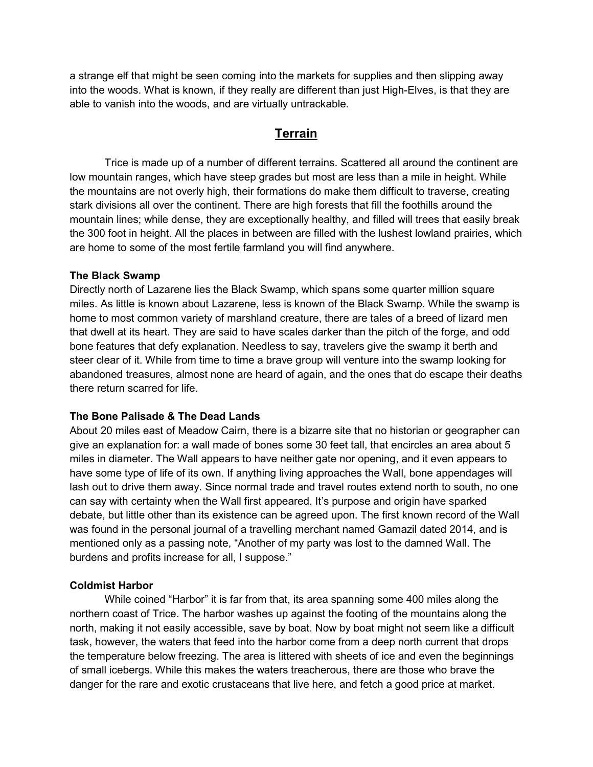a strange elf that might be seen coming into the markets for supplies and then slipping away into the woods. What is known, if they really are different than just High-Elves, is that they are able to vanish into the woods, and are virtually untrackable.

## Terrain

Trice is made up of a number of different terrains. Scattered all around the continent are low mountain ranges, which have steep grades but most are less than a mile in height. While the mountains are not overly high, their formations do make them difficult to traverse, creating stark divisions all over the continent. There are high forests that fill the foothills around the mountain lines; while dense, they are exceptionally healthy, and filled will trees that easily break the 300 foot in height. All the places in between are filled with the lushest lowland prairies, which are home to some of the most fertile farmland you will find anywhere.

### The Black Swamp

Directly north of Lazarene lies the Black Swamp, which spans some quarter million square miles. As little is known about Lazarene, less is known of the Black Swamp. While the swamp is home to most common variety of marshland creature, there are tales of a breed of lizard men that dwell at its heart. They are said to have scales darker than the pitch of the forge, and odd bone features that defy explanation. Needless to say, travelers give the swamp it berth and steer clear of it. While from time to time a brave group will venture into the swamp looking for abandoned treasures, almost none are heard of again, and the ones that do escape their deaths there return scarred for life.

### The Bone Palisade & The Dead Lands

About 20 miles east of Meadow Cairn, there is a bizarre site that no historian or geographer can give an explanation for: a wall made of bones some 30 feet tall, that encircles an area about 5 miles in diameter. The Wall appears to have neither gate nor opening, and it even appears to have some type of life of its own. If anything living approaches the Wall, bone appendages will lash out to drive them away. Since normal trade and travel routes extend north to south, no one can say with certainty when the Wall first appeared. It's purpose and origin have sparked debate, but little other than its existence can be agreed upon. The first known record of the Wall was found in the personal journal of a travelling merchant named Gamazil dated 2014, and is mentioned only as a passing note, "Another of my party was lost to the damned Wall. The burdens and profits increase for all, I suppose."

### Coldmist Harbor

While coined "Harbor" it is far from that, its area spanning some 400 miles along the northern coast of Trice. The harbor washes up against the footing of the mountains along the north, making it not easily accessible, save by boat. Now by boat might not seem like a difficult task, however, the waters that feed into the harbor come from a deep north current that drops the temperature below freezing. The area is littered with sheets of ice and even the beginnings of small icebergs. While this makes the waters treacherous, there are those who brave the danger for the rare and exotic crustaceans that live here, and fetch a good price at market.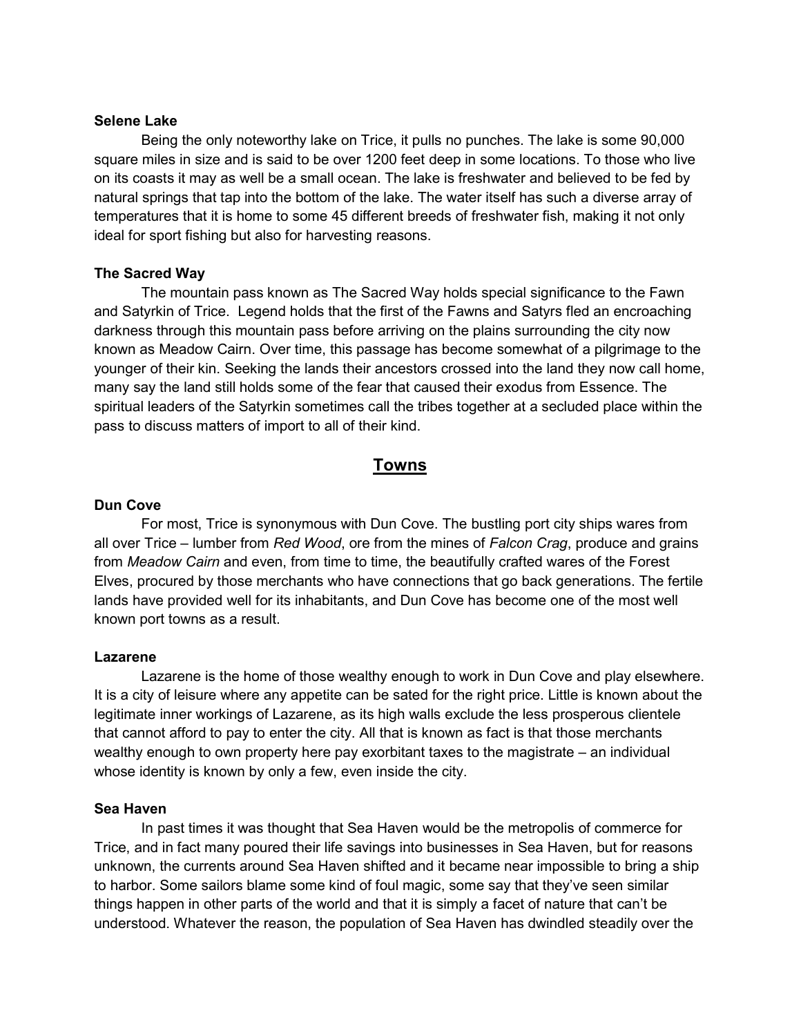**Selene Lake**

Being the only noteworthy lake on Trice, it pulls no punches. The lake is some 90,000 square miles in size and is said to be over 1200 feet deep in some locations. To those who live on its coasts it may as well be a small ocean. The lake is freshwater and believed to be fed by natural springs that tap into the bottom of the lake. The water itself has such a diverse array of temperatures that it is home to some 45 different breeds of freshwater fish, making it not only ideal for sport fishing but also for harvesting reasons.

**The Sacred Way**

The mountain pass known as The Sacred Way holds special significance to the Fawn and Satyrkin of Trice. Legend holds that the first of the Fawns and Satyrs fled an encroaching darkness through this mountain pass before arriving on the plains surrounding the city now known as Meadow Cairn. Over time, this passage has become somewhat of a pilgrimage to the younger of their kin. Seeking the lands their ancestors crossed into the land they now call home, many say the land still holds some of the fear that caused their exodus from Essence. The spiritual leaders of the Satyrkin sometimes call the tribes together at a secluded place within the pass to discuss matters of import to all of their kind.

## Towns

**Dun Cove**

For most, Trice is synonymous with Dun Cove. The bustling port city ships wares from all over Trice – lumber from *Red Wood*, ore from the mines of *Falcon Crag*, produce and grains from *Meadow Cairn* and even, from time to time, the beautifully crafted wares of the Forest Elves, procured by those merchants who have connections that go back generations. The fertile lands have provided well for its inhabitants, and Dun Cove has become one of the most well known port towns as a result.

**Lazarene**

Lazarene is the home of those wealthy enough to work in Dun Cove and play elsewhere. It is a city of leisure where any appetite can be sated for the right price. Little is known about the legitimate inner workings of Lazarene, as its high walls exclude the less prosperous clientele that cannot afford to pay to enter the city. All that is known as fact is that those merchants wealthy enough to own property here pay exorbitant taxes to the magistrate – an individual whose identity is known by only a few, even inside the city.

**Sea Haven**

In past times it was thought that Sea Haven would be the metropolis of commerce for Trice, and in fact many poured their life savings into businesses in Sea Haven, but for reasons unknown, the currents around Sea Haven shifted and it became near impossible to bring a ship to harbor. Some sailors blame some kind of foul magic, some say that they've seen similar things happen in other parts of the world and that it is simply a facet of nature that can't be understood. Whatever the reason, the population of Sea Haven has dwindled steadily over the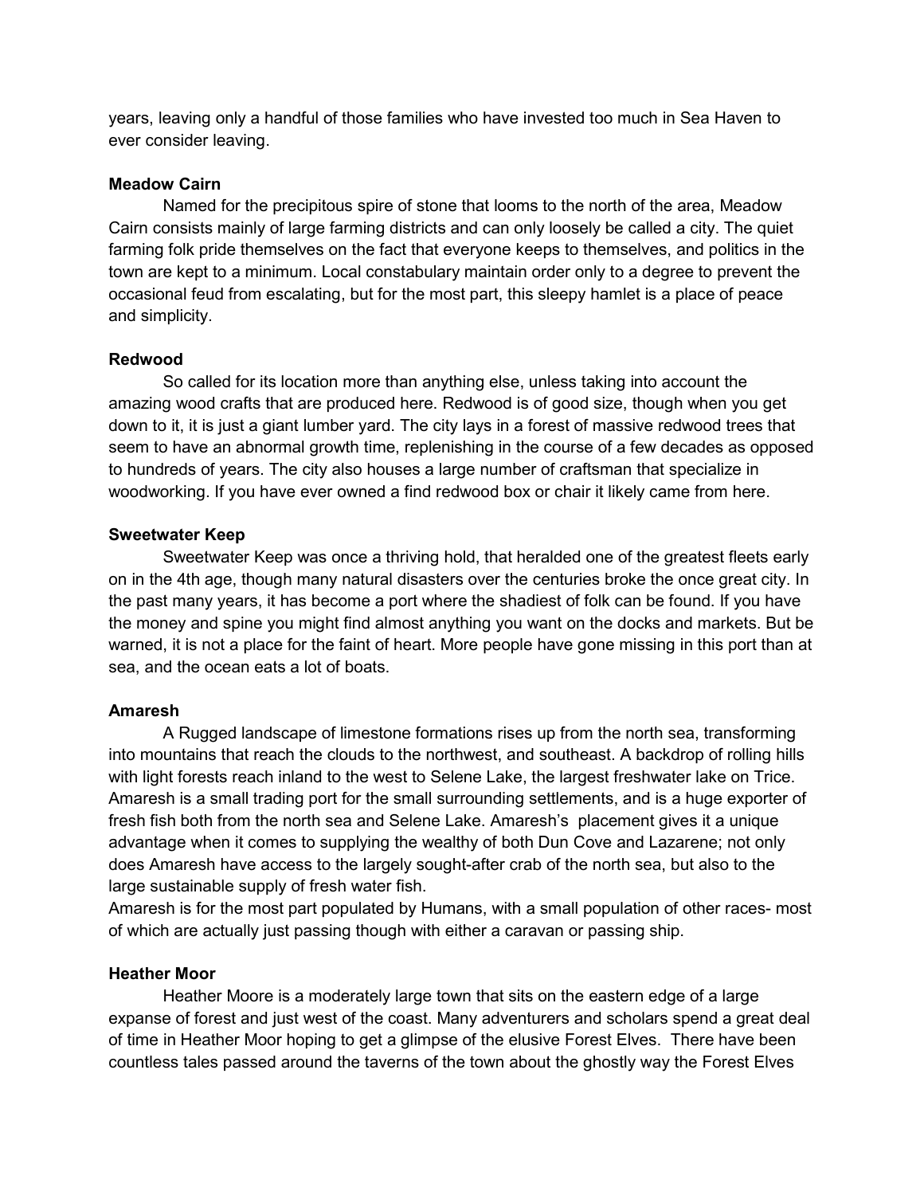years, leaving only a handful of those families who have invested too much in Sea Haven to ever consider leaving.

**Meadow Cairn**

Named for the precipitous spire of stone that looms to the north of the area, Meadow Cairn consists mainly of large farming districts and can only loosely be called a city. The quiet farming folk pride themselves on the fact that everyone keeps to themselves, and politics in the town are kept to a minimum. Local constabulary maintain order only to a degree to prevent the occasional feud from escalating, but for the most part, this sleepy hamlet is a place of peace and simplicity.

**Redwood**

So called for its location more than anything else, unless taking into account the amazing wood crafts that are produced here. Redwood is of good size, though when you get down to it, it is just a giant lumber yard. The city lays in a forest of massive redwood trees that seem to have an abnormal growth time, replenishing in the course of a few decades as opposed to hundreds of years. The city also houses a large number of craftsman that specialize in woodworking. If you have ever owned a find redwood box or chair it likely came from here.

**Sweetwater Keep**

Sweetwater Keep was once a thriving hold, that heralded one of the greatest fleets early on in the 4th age, though many natural disasters over the centuries broke the once great city. In the past many years, it has become a port where the shadiest of folk can be found. If you have the money and spine you might find almost anything you want on the docks and markets. But be warned, it is not a place for the faint of heart. More people have gone missing in this port than at sea, and the ocean eats a lot of boats.

**Amaresh**

A Rugged landscape of limestone formations rises up from the north sea, transforming into mountains that reach the clouds to the northwest, and southeast. A backdrop of rolling hills with light forests reach inland to the west to Selene Lake, the largest freshwater lake on Trice. Amaresh is a small trading port for the small surrounding settlements, and is a huge exporter of fresh fish both from the north sea and Selene Lake. Amaresh's placement gives it a unique advantage when it comes to supplying the wealthy of both Dun Cove and Lazarene; not only does Amaresh have access to the largely sought-after crab of the north sea, but also to the large sustainable supply of fresh water fish.

Amaresh is for the most part populated by Humans, with a small population of other races- most of which are actually just passing though with either a caravan or passing ship.

**Heather Moor**

Heather Moore is a moderately large town that sits on the eastern edge of a large expanse of forest and just west of the coast. Many adventurers and scholars spend a great deal of time in Heather Moor hoping to get a glimpse of the elusive Forest Elves. There have been countless tales passed around the taverns of the town about the ghostly way the Forest Elves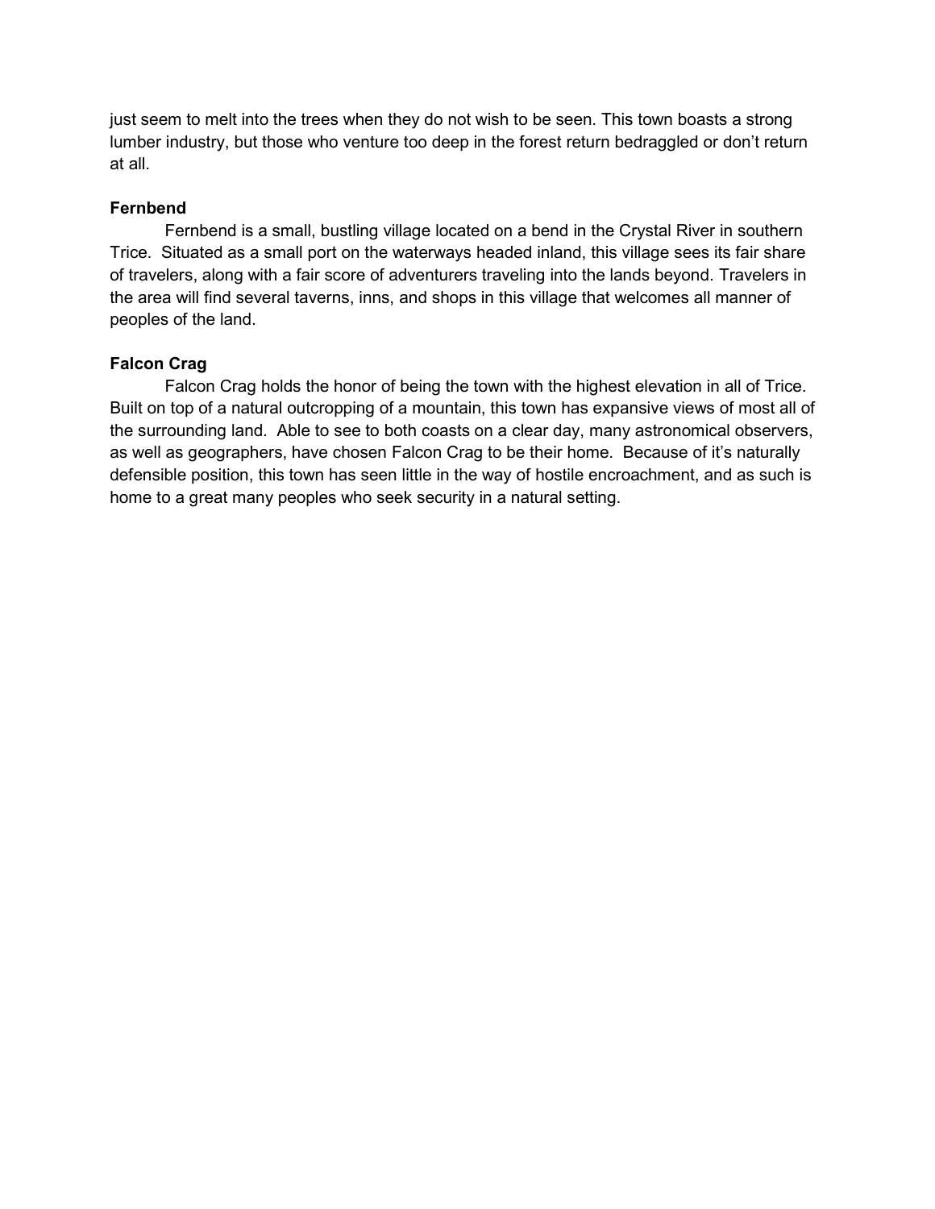just seem to melt into the trees when they do not wish to be seen. This town boasts a strong lumber industry, but those who venture too deep in the forest return bedraggled or don't return at all.

**Fernbend**

Fernbend is a small, bustling village located on a bend in the Crystal River in southern Trice. Situated as a small port on the waterways headed inland, this village sees its fair share of travelers, along with a fair score of adventurers traveling into the lands beyond. Travelers in the area will find several taverns, inns, and shops in this village that welcomes all manner of peoples of the land.

**Falcon Crag**

Falcon Crag holds the honor of being the town with the highest elevation in all of Trice. Built on top of a natural outcropping of a mountain, this town has expansive views of most all of the surrounding land. Able to see to both coasts on a clear day, many astronomical observers, as well as geographers, have chosen Falcon Crag to be their home. Because of it's naturally defensible position, this town has seen little in the way of hostile encroachment, and as such is home to a great many peoples who seek security in a natural setting.